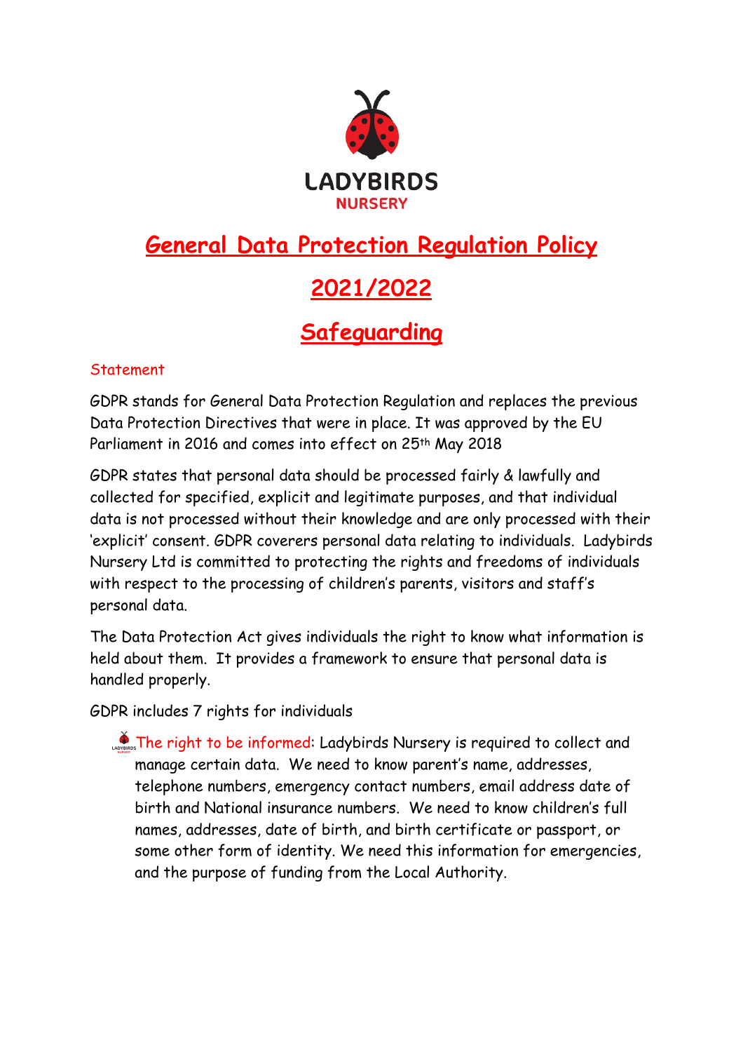LADYBIRDS
NURSERY

# General Data Protection Regulation Policy

# 2021/2022

# Safeguarding

## Statement

GDPR stands for General Data Protection Regulation and replaces the previous Data Protection Directives that were in place. It was approved by the EU Parliament in 2016 and comes into effect on 25th May 2018

GDPR states that personal data should be processed fairly & lawfully and collected for specified, explicit and legitimate purposes, and that individual data is not processed without their knowledge and are only processed with their 'explicit' consent. GDPR coverers personal data relating to individuals. Ladybirds Nursery Ltd is committed to protecting the rights and freedoms of individuals with respect to the processing of children's parents, visitors and staff's personal data.

The Data Protection Act gives individuals the right to know what information is held about them. It provides a framework to ensure that personal data is handled properly.

GDPR includes 7 rights for individuals

- The right to be informed: Ladybirds Nursery is required to collect and manage certain data. We need to know parent's name, addresses, telephone numbers, emergency contact numbers, email address date of birth and National insurance numbers. We need to know children's full names, addresses, date of birth, and birth certificate or passport, or some other form of identity. We need this information for emergencies, and the purpose of funding from the Local Authority.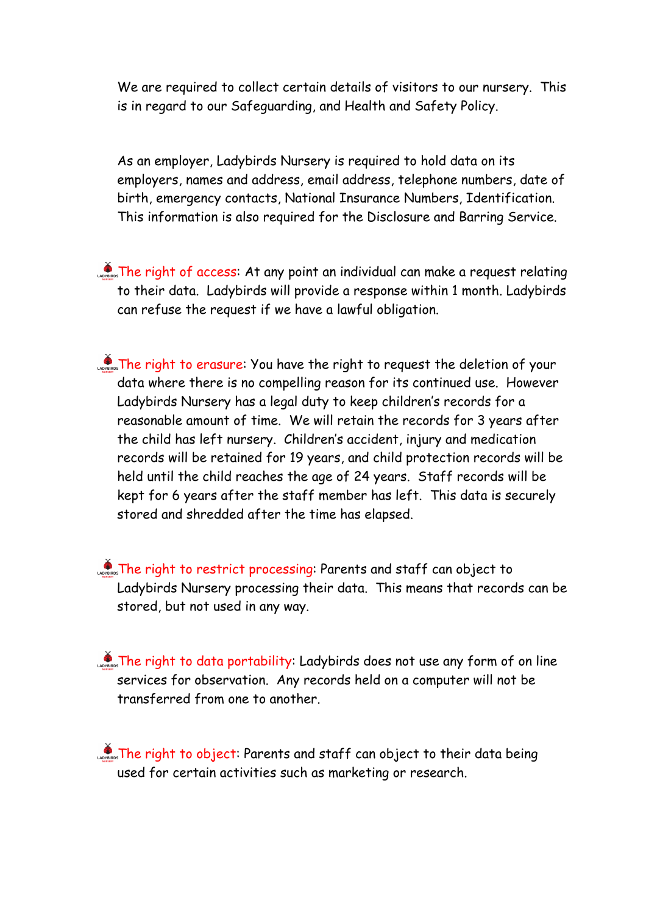We are required to collect certain details of visitors to our nursery. This is in regard to our Safeguarding, and Health and Safety Policy.

As an employer, Ladybirds Nursery is required to hold data on its employers, names and address, email address, telephone numbers, date of birth, emergency contacts, National Insurance Numbers, Identification. This information is also required for the Disclosure and Barring Service.

- The right of access: At any point an individual can make a request relating to their data. Ladybirds will provide a response within 1 month. Ladybirds can refuse the request if we have a lawful obligation.

- The right to erasure: You have the right to request the deletion of your data where there is no compelling reason for its continued use. However Ladybirds Nursery has a legal duty to keep children's records for a reasonable amount of time. We will retain the records for 3 years after the child has left nursery. Children's accident, injury and medication records will be retained for 19 years, and child protection records will be held until the child reaches the age of 24 years. Staff records will be kept for 6 years after the staff member has left. This data is securely stored and shredded after the time has elapsed.

- The right to restrict processing: Parents and staff can object to Ladybirds Nursery processing their data. This means that records can be stored, but not used in any way.

- The right to data portability: Ladybirds does not use any form of on line services for observation. Any records held on a computer will not be transferred from one to another.

- The right to object: Parents and staff can object to their data being used for certain activities such as marketing or research.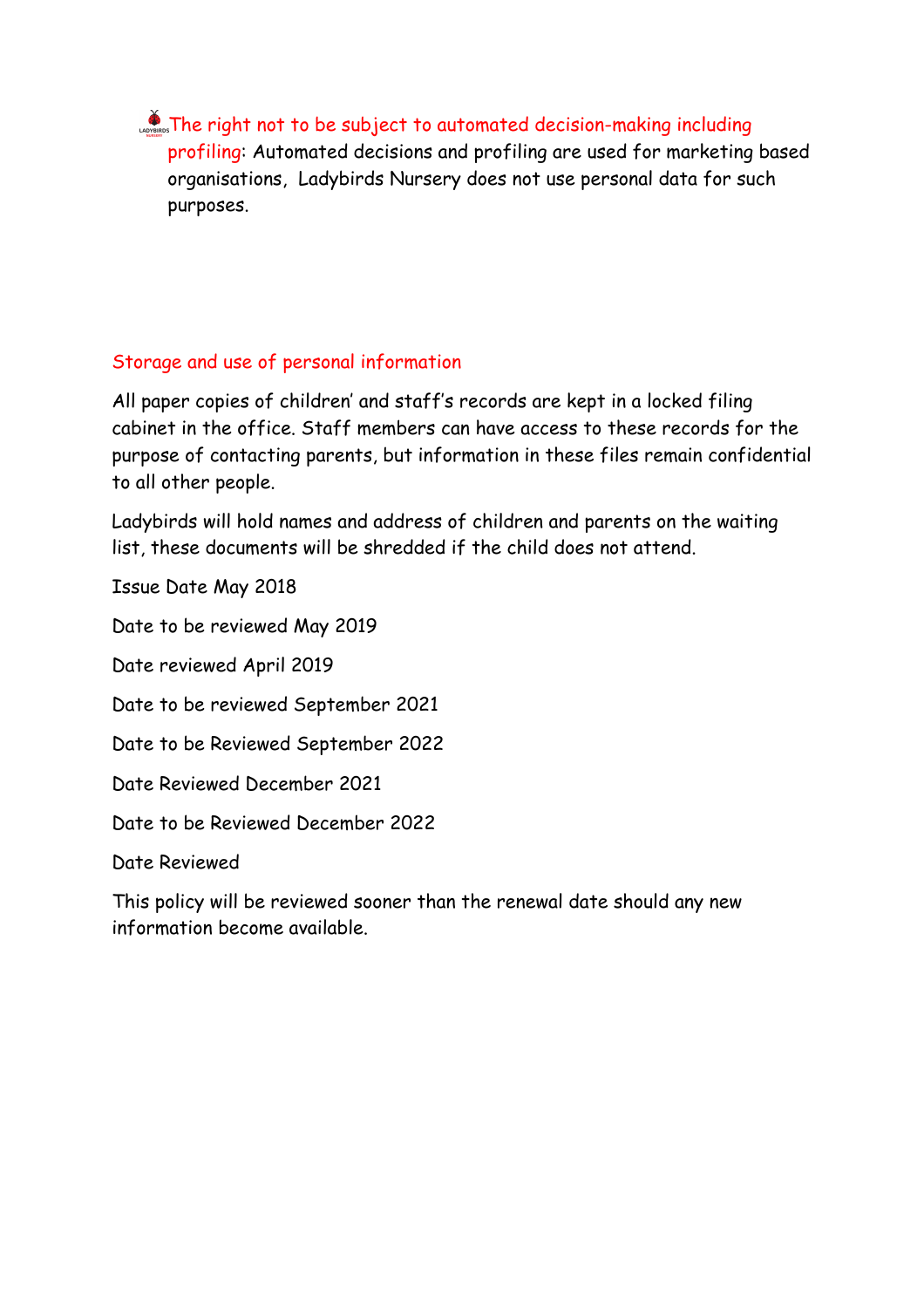- **The right not to be subject to automated decision-making including profiling**: Automated decisions and profiling are used for marketing based organisations, Ladybirds Nursery does not use personal data for such purposes.

## Storage and use of personal information

All paper copies of children' and staff's records are kept in a locked filing cabinet in the office. Staff members can have access to these records for the purpose of contacting parents, but information in these files remain confidential to all other people.

Ladybirds will hold names and address of children and parents on the waiting list, these documents will be shredded if the child does not attend.

Issue Date May 2018

Date to be reviewed May 2019

Date reviewed April 2019

Date to be reviewed September 2021

Date to be Reviewed September 2022

Date Reviewed December 2021

Date to be Reviewed December 2022

Date Reviewed

This policy will be reviewed sooner than the renewal date should any new information become available.